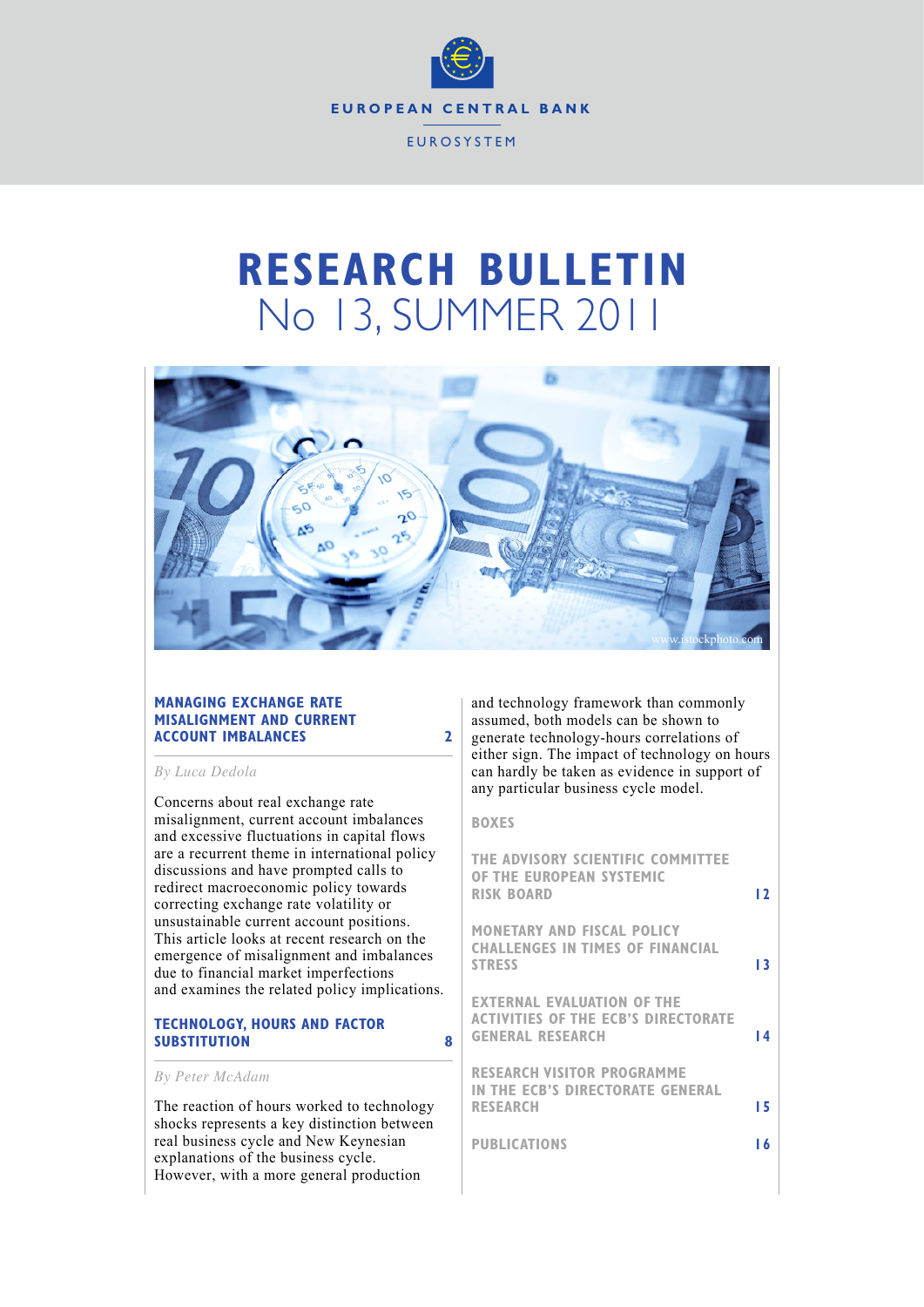EUROPEAN CENTRAL BANK

EUROSYSTEM

# RESEARCH BULLETIN
## No 13, SUMMER 2011

### MANAGING EXCHANGE RATE MISALIGNMENT AND CURRENT ACCOUNT IMBALANCES — 2

*By Luca Dedola*

Concerns about real exchange rate misalignment, current account imbalances and excessive fluctuations in capital flows are a recurrent theme in international policy discussions and have prompted calls to redirect macroeconomic policy towards correcting exchange rate volatility or unsustainable current account positions. This article looks at recent research on the emergence of misalignment and imbalances due to financial market imperfections and examines the related policy implications.

### TECHNOLOGY, HOURS AND FACTOR SUBSTITUTION — 8

*By Peter McAdam*

The reaction of hours worked to technology shocks represents a key distinction between real business cycle and New Keynesian explanations of the business cycle. However, with a more general production and technology framework than commonly assumed, both models can be shown to generate technology-hours correlations of either sign. The impact of technology on hours can hardly be taken as evidence in support of any particular business cycle model.

### BOXES

THE ADVISORY SCIENTIFIC COMMITTEE OF THE EUROPEAN SYSTEMIC RISK BOARD — 12

MONETARY AND FISCAL POLICY CHALLENGES IN TIMES OF FINANCIAL STRESS — 13

EXTERNAL EVALUATION OF THE ACTIVITIES OF THE ECB'S DIRECTORATE GENERAL RESEARCH — 14

RESEARCH VISITOR PROGRAMME IN THE ECB'S DIRECTORATE GENERAL RESEARCH — 15

PUBLICATIONS — 16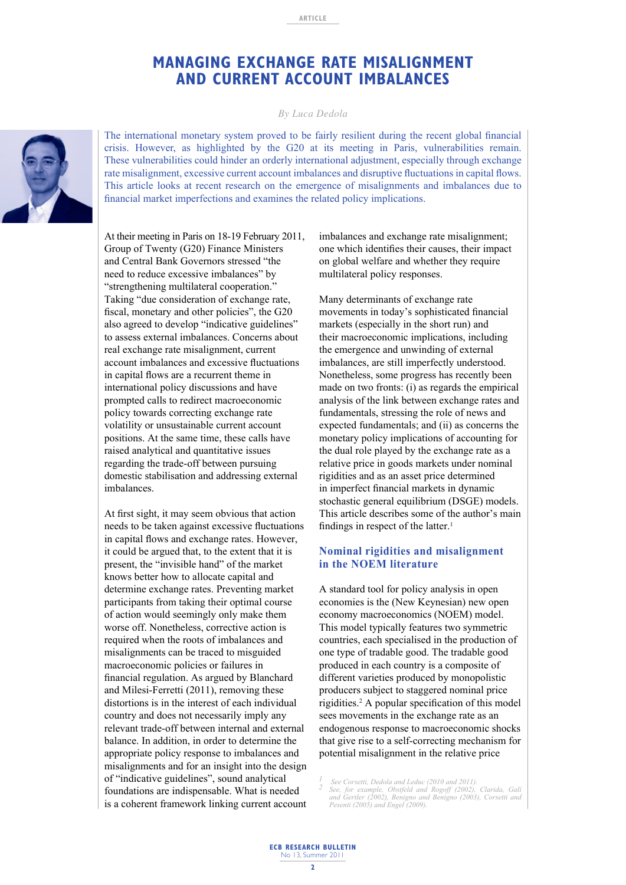# MANAGING EXCHANGE RATE MISALIGNMENT AND CURRENT ACCOUNT IMBALANCES

*By Luca Dedola*

The international monetary system proved to be fairly resilient during the recent global financial crisis. However, as highlighted by the G20 at its meeting in Paris, vulnerabilities remain. These vulnerabilities could hinder an orderly international adjustment, especially through exchange rate misalignment, excessive current account imbalances and disruptive fluctuations in capital flows. This article looks at recent research on the emergence of misalignments and imbalances due to financial market imperfections and examines the related policy implications.

At their meeting in Paris on 18-19 February 2011, Group of Twenty (G20) Finance Ministers and Central Bank Governors stressed "the need to reduce excessive imbalances" by "strengthening multilateral cooperation." Taking "due consideration of exchange rate, fiscal, monetary and other policies", the G20 also agreed to develop "indicative guidelines" to assess external imbalances. Concerns about real exchange rate misalignment, current account imbalances and excessive fluctuations in capital flows are a recurrent theme in international policy discussions and have prompted calls to redirect macroeconomic policy towards correcting exchange rate volatility or unsustainable current account positions. At the same time, these calls have raised analytical and quantitative issues regarding the trade-off between pursuing domestic stabilisation and addressing external imbalances.

At first sight, it may seem obvious that action needs to be taken against excessive fluctuations in capital flows and exchange rates. However, it could be argued that, to the extent that it is present, the "invisible hand" of the market knows better how to allocate capital and determine exchange rates. Preventing market participants from taking their optimal course of action would seemingly only make them worse off. Nonetheless, corrective action is required when the roots of imbalances and misalignments can be traced to misguided macroeconomic policies or failures in financial regulation. As argued by Blanchard and Milesi-Ferretti (2011), removing these distortions is in the interest of each individual country and does not necessarily imply any relevant trade-off between internal and external balance. In addition, in order to determine the appropriate policy response to imbalances and misalignments and for an insight into the design of "indicative guidelines", sound analytical foundations are indispensable. What is needed is a coherent framework linking current account imbalances and exchange rate misalignment; one which identifies their causes, their impact on global welfare and whether they require multilateral policy responses.

Many determinants of exchange rate movements in today's sophisticated financial markets (especially in the short run) and their macroeconomic implications, including the emergence and unwinding of external imbalances, are still imperfectly understood. Nonetheless, some progress has recently been made on two fronts: (i) as regards the empirical analysis of the link between exchange rates and fundamentals, stressing the role of news and expected fundamentals; and (ii) as concerns the monetary policy implications of accounting for the dual role played by the exchange rate as a relative price in goods markets under nominal rigidities and as an asset price determined in imperfect financial markets in dynamic stochastic general equilibrium (DSGE) models. This article describes some of the author's main findings in respect of the latter.[1]

## Nominal rigidities and misalignment in the NOEM literature

A standard tool for policy analysis in open economies is the (New Keynesian) new open economy macroeconomics (NOEM) model. This model typically features two symmetric countries, each specialised in the production of one type of tradable good. The tradable good produced in each country is a composite of different varieties produced by monopolistic producers subject to staggered nominal price rigidities.[2] A popular specification of this model sees movements in the exchange rate as an endogenous response to macroeconomic shocks that give rise to a self-correcting mechanism for potential misalignment in the relative price

1 See Corsetti, Dedola and Leduc (2010 and 2011).

2 See, for example, Obstfeld and Rogoff (2002), Clarida, Galí and Gertler (2002), Benigno and Benigno (2003), Corsetti and Pesenti (2005) and Engel (2009).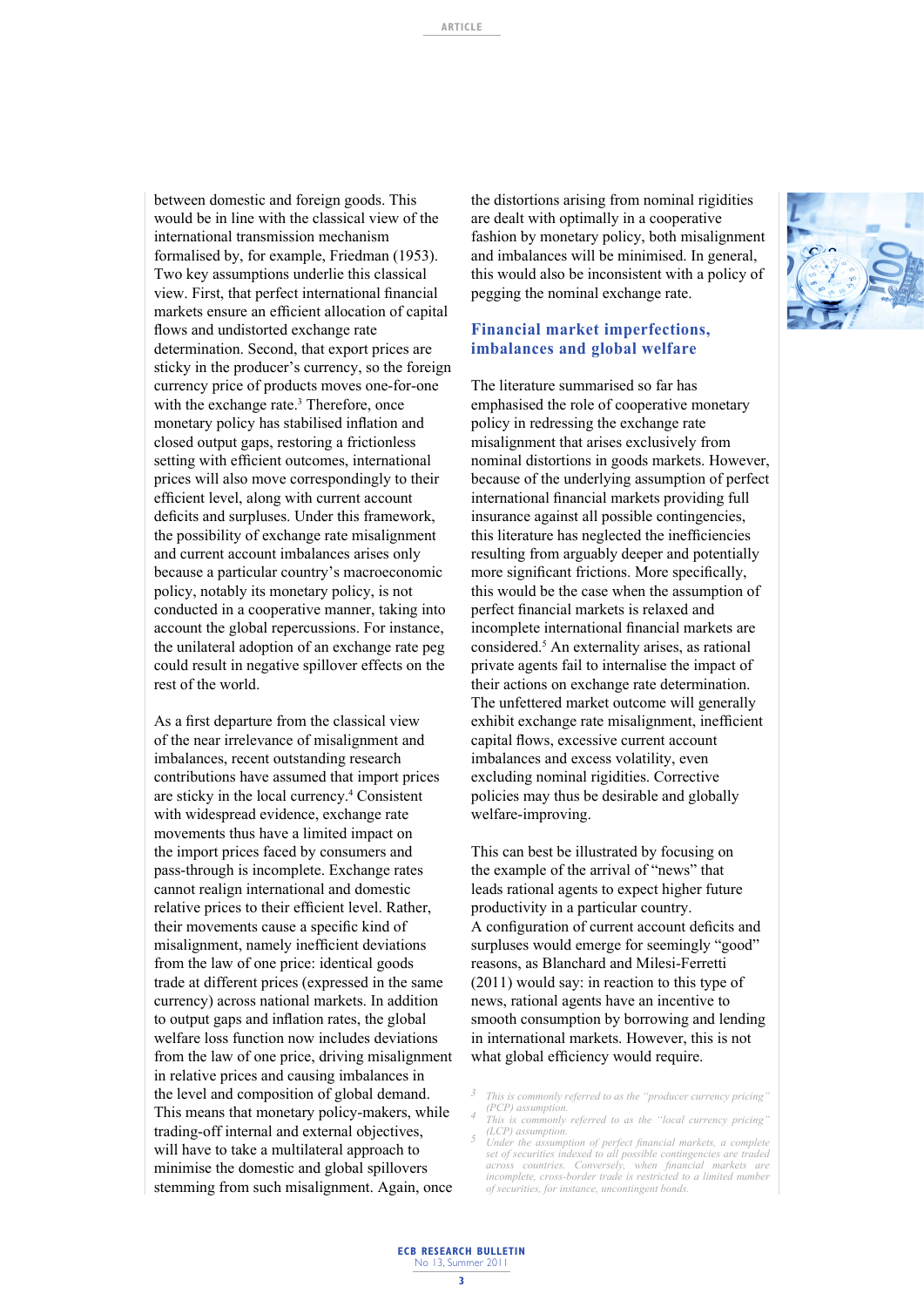between domestic and foreign goods. This would be in line with the classical view of the international transmission mechanism formalised by, for example, Friedman (1953). Two key assumptions underlie this classical view. First, that perfect international financial markets ensure an efficient allocation of capital flows and undistorted exchange rate determination. Second, that export prices are sticky in the producer's currency, so the foreign currency price of products moves one-for-one with the exchange rate.[3] Therefore, once monetary policy has stabilised inflation and closed output gaps, restoring a frictionless setting with efficient outcomes, international prices will also move correspondingly to their efficient level, along with current account deficits and surpluses. Under this framework, the possibility of exchange rate misalignment and current account imbalances arises only because a particular country's macroeconomic policy, notably its monetary policy, is not conducted in a cooperative manner, taking into account the global repercussions. For instance, the unilateral adoption of an exchange rate peg could result in negative spillover effects on the rest of the world.

As a first departure from the classical view of the near irrelevance of misalignment and imbalances, recent outstanding research contributions have assumed that import prices are sticky in the local currency.[4] Consistent with widespread evidence, exchange rate movements thus have a limited impact on the import prices faced by consumers and pass-through is incomplete. Exchange rates cannot realign international and domestic relative prices to their efficient level. Rather, their movements cause a specific kind of misalignment, namely inefficient deviations from the law of one price: identical goods trade at different prices (expressed in the same currency) across national markets. In addition to output gaps and inflation rates, the global welfare loss function now includes deviations from the law of one price, driving misalignment in relative prices and causing imbalances in the level and composition of global demand. This means that monetary policy-makers, while trading-off internal and external objectives, will have to take a multilateral approach to minimise the domestic and global spillovers stemming from such misalignment. Again, once the distortions arising from nominal rigidities are dealt with optimally in a cooperative fashion by monetary policy, both misalignment and imbalances will be minimised. In general, this would also be inconsistent with a policy of pegging the nominal exchange rate.

## Financial market imperfections, imbalances and global welfare

The literature summarised so far has emphasised the role of cooperative monetary policy in redressing the exchange rate misalignment that arises exclusively from nominal distortions in goods markets. However, because of the underlying assumption of perfect international financial markets providing full insurance against all possible contingencies, this literature has neglected the inefficiencies resulting from arguably deeper and potentially more significant frictions. More specifically, this would be the case when the assumption of perfect financial markets is relaxed and incomplete international financial markets are considered.[5] An externality arises, as rational private agents fail to internalise the impact of their actions on exchange rate determination. The unfettered market outcome will generally exhibit exchange rate misalignment, inefficient capital flows, excessive current account imbalances and excess volatility, even excluding nominal rigidities. Corrective policies may thus be desirable and globally welfare-improving.

This can best be illustrated by focusing on the example of the arrival of "news" that leads rational agents to expect higher future productivity in a particular country. A configuration of current account deficits and surpluses would emerge for seemingly "good" reasons, as Blanchard and Milesi-Ferretti (2011) would say: in reaction to this type of news, rational agents have an incentive to smooth consumption by borrowing and lending in international markets. However, this is not what global efficiency would require.

3 This is commonly referred to as the "producer currency pricing" (PCP) assumption.

4 This is commonly referred to as the "local currency pricing" (LCP) assumption.

5 Under the assumption of perfect financial markets, a complete set of securities indexed to all possible contingencies are traded across countries. Conversely, when financial markets are incomplete, cross-border trade is restricted to a limited number of securities, for instance, uncontingent bonds.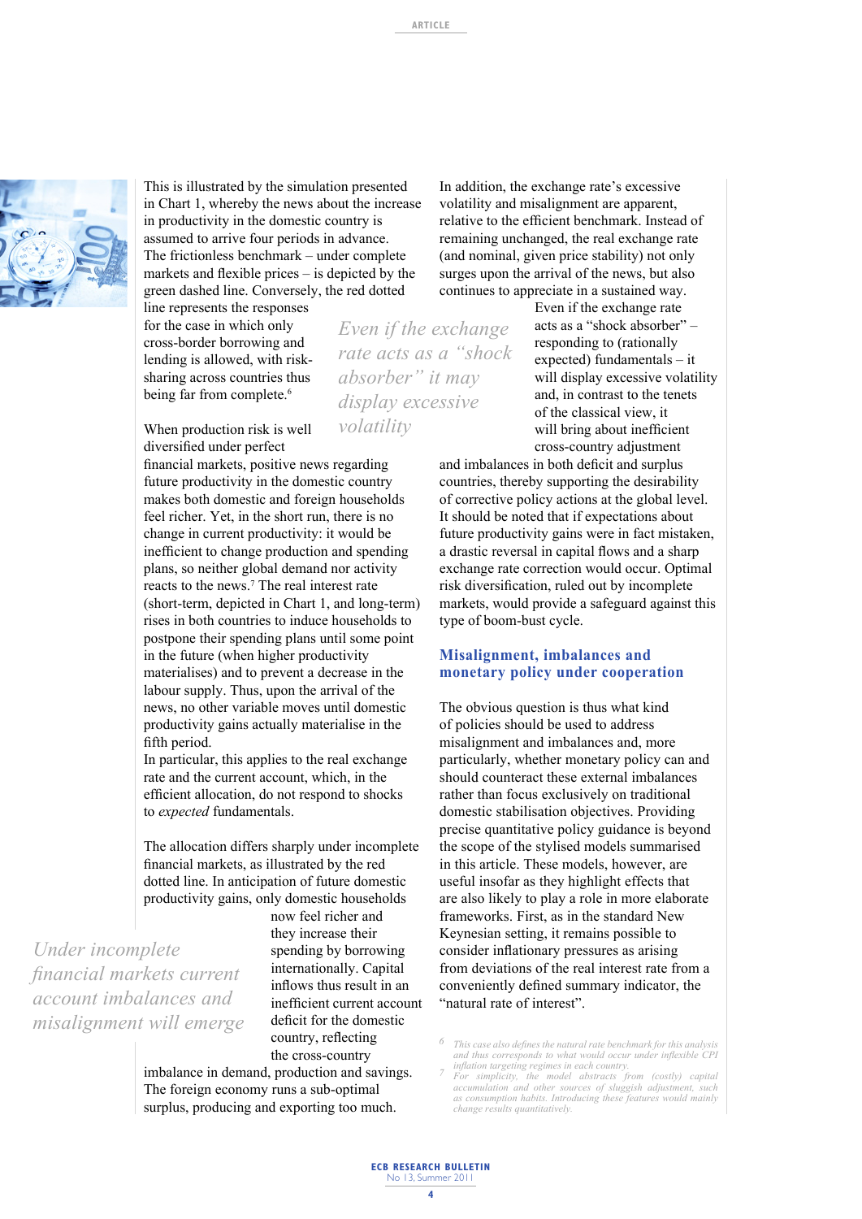This is illustrated by the simulation presented in Chart 1, whereby the news about the increase in productivity in the domestic country is assumed to arrive four periods in advance. The frictionless benchmark – under complete markets and flexible prices – is depicted by the green dashed line. Conversely, the red dotted line represents the responses for the case in which only cross-border borrowing and lending is allowed, with risk-sharing across countries thus being far from complete.[6]

When production risk is well diversified under perfect financial markets, positive news regarding future productivity in the domestic country makes both domestic and foreign households feel richer. Yet, in the short run, there is no change in current productivity: it would be inefficient to change production and spending plans, so neither global demand nor activity reacts to the news.[7] The real interest rate (short-term, depicted in Chart 1, and long-term) rises in both countries to induce households to postpone their spending plans until some point in the future (when higher productivity materialises) and to prevent a decrease in the labour supply. Thus, upon the arrival of the news, no other variable moves until domestic productivity gains actually materialise in the fifth period.
In particular, this applies to the real exchange rate and the current account, which, in the efficient allocation, do not respond to shocks to *expected* fundamentals.

The allocation differs sharply under incomplete financial markets, as illustrated by the red dotted line. In anticipation of future domestic productivity gains, only domestic households now feel richer and they increase their spending by borrowing internationally. Capital inflows thus result in an inefficient current account deficit for the domestic country, reflecting the cross-country imbalance in demand, production and savings. The foreign economy runs a sub-optimal surplus, producing and exporting too much.

*Under incomplete financial markets current account imbalances and misalignment will emerge*

In addition, the exchange rate's excessive volatility and misalignment are apparent, relative to the efficient benchmark. Instead of remaining unchanged, the real exchange rate (and nominal, given price stability) not only surges upon the arrival of the news, but also continues to appreciate in a sustained way.
Even if the exchange rate acts as a "shock absorber" – responding to (rationally expected) fundamentals – it will display excessive volatility and, in contrast to the tenets of the classical view, it will bring about inefficient cross-country adjustment and imbalances in both deficit and surplus countries, thereby supporting the desirability of corrective policy actions at the global level. It should be noted that if expectations about future productivity gains were in fact mistaken, a drastic reversal in capital flows and a sharp exchange rate correction would occur. Optimal risk diversification, ruled out by incomplete markets, would provide a safeguard against this type of boom-bust cycle.

*Even if the exchange rate acts as a "shock absorber" it may display excessive volatility*

## Misalignment, imbalances and monetary policy under cooperation

The obvious question is thus what kind of policies should be used to address misalignment and imbalances and, more particularly, whether monetary policy can and should counteract these external imbalances rather than focus exclusively on traditional domestic stabilisation objectives. Providing precise quantitative policy guidance is beyond the scope of the stylised models summarised in this article. These models, however, are useful insofar as they highlight effects that are also likely to play a role in more elaborate frameworks. First, as in the standard New Keynesian setting, it remains possible to consider inflationary pressures as arising from deviations of the real interest rate from a conveniently defined summary indicator, the "natural rate of interest".

[6] This case also defines the natural rate benchmark for this analysis and thus corresponds to what would occur under inflexible CPI inflation targeting regimes in each country.

[7] For simplicity, the model abstracts from (costly) capital accumulation and other sources of sluggish adjustment, such as consumption habits. Introducing these features would mainly change results quantitatively.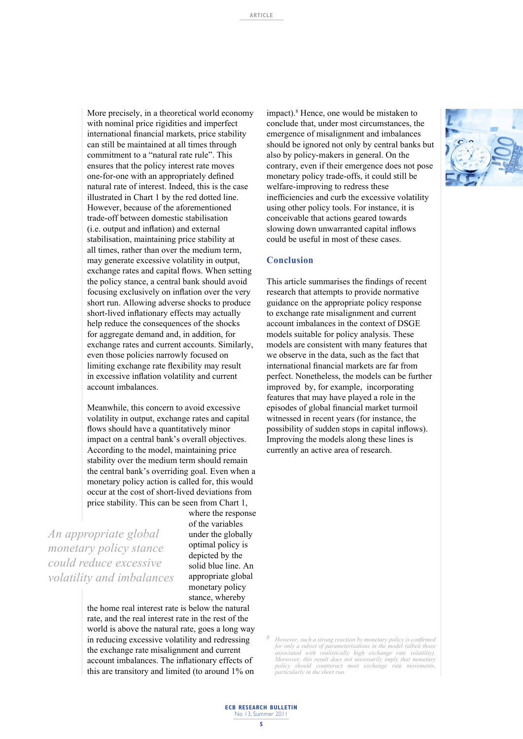More precisely, in a theoretical world economy with nominal price rigidities and imperfect international financial markets, price stability can still be maintained at all times through commitment to a "natural rate rule". This ensures that the policy interest rate moves one-for-one with an appropriately defined natural rate of interest. Indeed, this is the case illustrated in Chart 1 by the red dotted line. However, because of the aforementioned trade-off between domestic stabilisation (i.e. output and inflation) and external stabilisation, maintaining price stability at all times, rather than over the medium term, may generate excessive volatility in output, exchange rates and capital flows. When setting the policy stance, a central bank should avoid focusing exclusively on inflation over the very short run. Allowing adverse shocks to produce short-lived inflationary effects may actually help reduce the consequences of the shocks for aggregate demand and, in addition, for exchange rates and current accounts. Similarly, even those policies narrowly focused on limiting exchange rate flexibility may result in excessive inflation volatility and current account imbalances.

Meanwhile, this concern to avoid excessive volatility in output, exchange rates and capital flows should have a quantitatively minor impact on a central bank's overall objectives. According to the model, maintaining price stability over the medium term should remain the central bank's overriding goal. Even when a monetary policy action is called for, this would occur at the cost of short-lived deviations from price stability. This can be seen from Chart 1, where the response of the variables under the globally optimal policy is depicted by the solid blue line. An appropriate global monetary policy stance, whereby the home real interest rate is below the natural rate, and the real interest rate in the rest of the world is above the natural rate, goes a long way in reducing excessive volatility and redressing the exchange rate misalignment and current account imbalances. The inflationary effects of this are transitory and limited (to around 1% on impact).[8] Hence, one would be mistaken to conclude that, under most circumstances, the emergence of misalignment and imbalances should be ignored not only by central banks but also by policy-makers in general. On the contrary, even if their emergence does not pose monetary policy trade-offs, it could still be welfare-improving to redress these inefficiencies and curb the excessive volatility using other policy tools. For instance, it is conceivable that actions geared towards slowing down unwarranted capital inflows could be useful in most of these cases.

*An appropriate global monetary policy stance could reduce excessive volatility and imbalances*

## Conclusion

This article summarises the findings of recent research that attempts to provide normative guidance on the appropriate policy response to exchange rate misalignment and current account imbalances in the context of DSGE models suitable for policy analysis. These models are consistent with many features that we observe in the data, such as the fact that international financial markets are far from perfect. Nonetheless, the models can be further improved by, for example, incorporating features that may have played a role in the episodes of global financial market turmoil witnessed in recent years (for instance, the possibility of sudden stops in capital inflows). Improving the models along these lines is currently an active area of research.

[8] However, such a strong reaction by monetary policy is confirmed for only a subset of parameterisations in the model (albeit those associated with realistically high exchange rate volatility). Moreover, this result does not necessarily imply that monetary policy should counteract most exchange rate movements, particularly in the short run.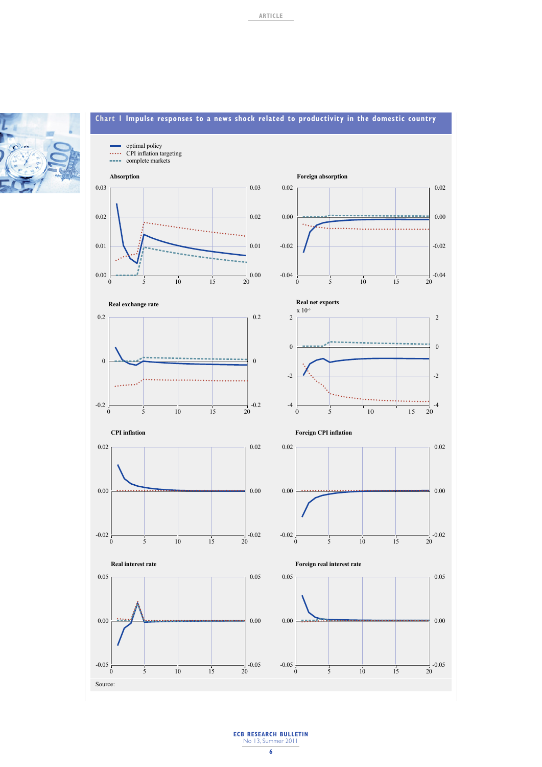**Chart 1 Impulse responses to a news shock related to productivity in the domestic country**

Source: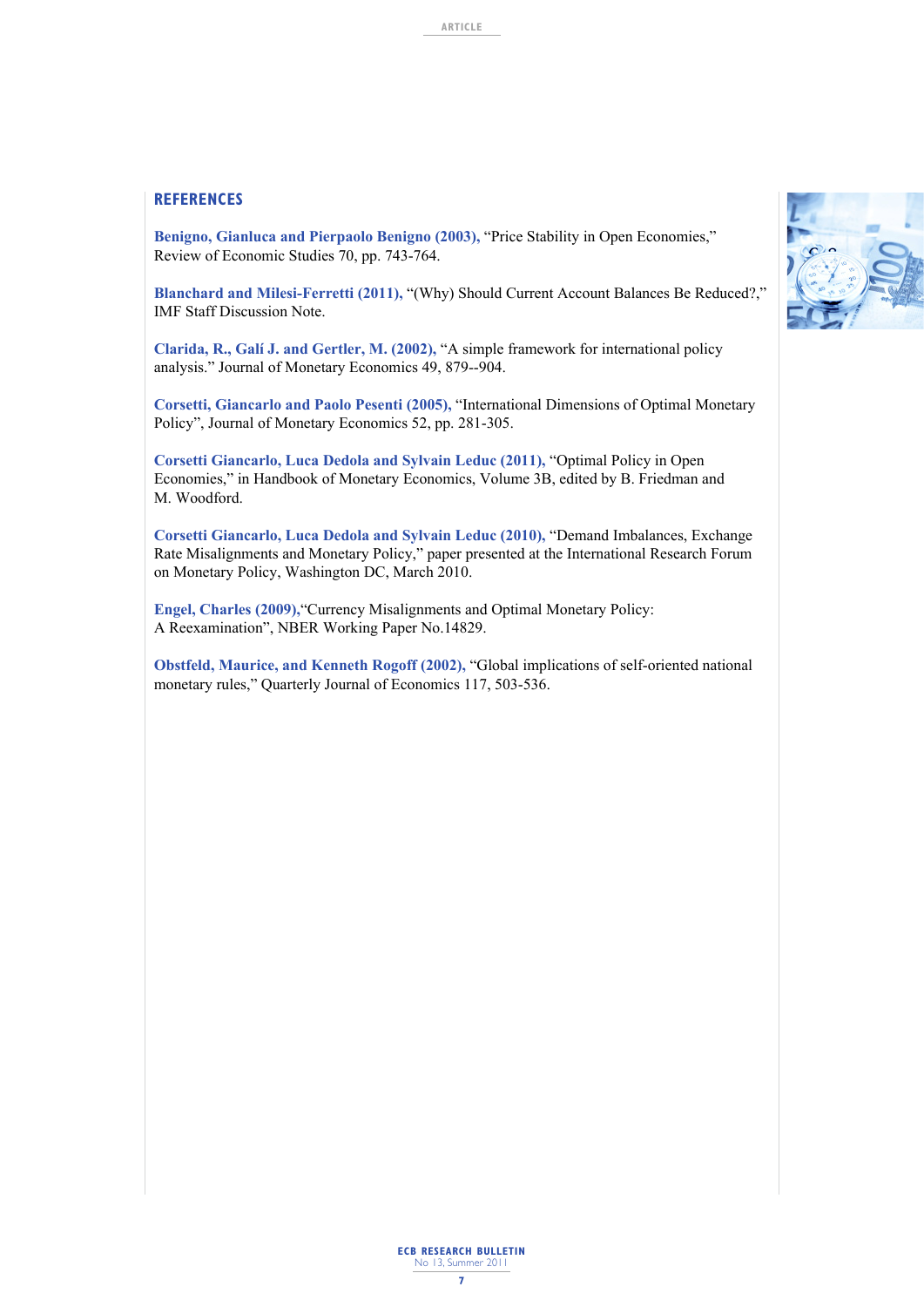## REFERENCES

**Benigno, Gianluca and Pierpaolo Benigno (2003),** "Price Stability in Open Economies," Review of Economic Studies 70, pp. 743-764.

**Blanchard and Milesi-Ferretti (2011),** "(Why) Should Current Account Balances Be Reduced?," IMF Staff Discussion Note.

**Clarida, R., Galí J. and Gertler, M. (2002),** "A simple framework for international policy analysis." Journal of Monetary Economics 49, 879--904.

**Corsetti, Giancarlo and Paolo Pesenti (2005),** "International Dimensions of Optimal Monetary Policy", Journal of Monetary Economics 52, pp. 281-305.

**Corsetti Giancarlo, Luca Dedola and Sylvain Leduc (2011),** "Optimal Policy in Open Economies," in Handbook of Monetary Economics, Volume 3B, edited by B. Friedman and M. Woodford.

**Corsetti Giancarlo, Luca Dedola and Sylvain Leduc (2010),** "Demand Imbalances, Exchange Rate Misalignments and Monetary Policy," paper presented at the International Research Forum on Monetary Policy, Washington DC, March 2010.

**Engel, Charles (2009),**"Currency Misalignments and Optimal Monetary Policy: A Reexamination", NBER Working Paper No.14829.

**Obstfeld, Maurice, and Kenneth Rogoff (2002),** "Global implications of self-oriented national monetary rules," Quarterly Journal of Economics 117, 503-536.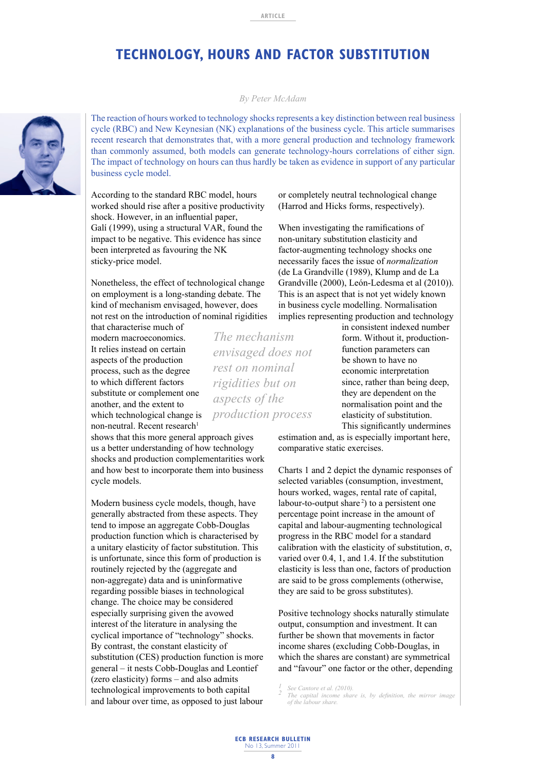# TECHNOLOGY, HOURS AND FACTOR SUBSTITUTION

*By Peter McAdam*

The reaction of hours worked to technology shocks represents a key distinction between real business cycle (RBC) and New Keynesian (NK) explanations of the business cycle. This article summarises recent research that demonstrates that, with a more general production and technology framework than commonly assumed, both models can generate technology-hours correlations of either sign. The impact of technology on hours can thus hardly be taken as evidence in support of any particular business cycle model.

According to the standard RBC model, hours worked should rise after a positive productivity shock. However, in an influential paper, Galí (1999), using a structural VAR, found the impact to be negative. This evidence has since been interpreted as favouring the NK sticky-price model.

Nonetheless, the effect of technological change on employment is a long-standing debate. The kind of mechanism envisaged, however, does not rest on the introduction of nominal rigidities that characterise much of modern macroeconomics. It relies instead on certain aspects of the production process, such as the degree to which different factors substitute or complement one another, and the extent to which technological change is non-neutral. Recent research[1] shows that this more general approach gives us a better understanding of how technology shocks and production complementarities work and how best to incorporate them into business cycle models.

*The mechanism envisaged does not rest on nominal rigidities but on aspects of the production process*

Modern business cycle models, though, have generally abstracted from these aspects. They tend to impose an aggregate Cobb-Douglas production function which is characterised by a unitary elasticity of factor substitution. This is unfortunate, since this form of production is routinely rejected by the (aggregate and non-aggregate) data and is uninformative regarding possible biases in technological change. The choice may be considered especially surprising given the avowed interest of the literature in analysing the cyclical importance of "technology" shocks. By contrast, the constant elasticity of substitution (CES) production function is more general – it nests Cobb-Douglas and Leontief (zero elasticity) forms – and also admits technological improvements to both capital and labour over time, as opposed to just labour or completely neutral technological change (Harrod and Hicks forms, respectively).

When investigating the ramifications of non-unitary substitution elasticity and factor-augmenting technology shocks one necessarily faces the issue of *normalization* (de La Grandville (1989), Klump and de La Grandville (2000), León-Ledesma et al (2010)). This is an aspect that is not yet widely known in business cycle modelling. Normalisation implies representing production and technology in consistent indexed number form. Without it, production-function parameters can be shown to have no economic interpretation since, rather than being deep, they are dependent on the normalisation point and the elasticity of substitution. This significantly undermines estimation and, as is especially important here, comparative static exercises.

Charts 1 and 2 depict the dynamic responses of selected variables (consumption, investment, hours worked, wages, rental rate of capital, labour-to-output share[2]) to a persistent one percentage point increase in the amount of capital and labour-augmenting technological progress in the RBC model for a standard calibration with the elasticity of substitution, σ, varied over 0.4, 1, and 1.4. If the substitution elasticity is less than one, factors of production are said to be gross complements (otherwise, they are said to be gross substitutes).

Positive technology shocks naturally stimulate output, consumption and investment. It can further be shown that movements in factor income shares (excluding Cobb-Douglas, in which the shares are constant) are symmetrical and "favour" one factor or the other, depending

[1] See Cantore et al. (2010).
[2] The capital income share is, by definition, the mirror image of the labour share.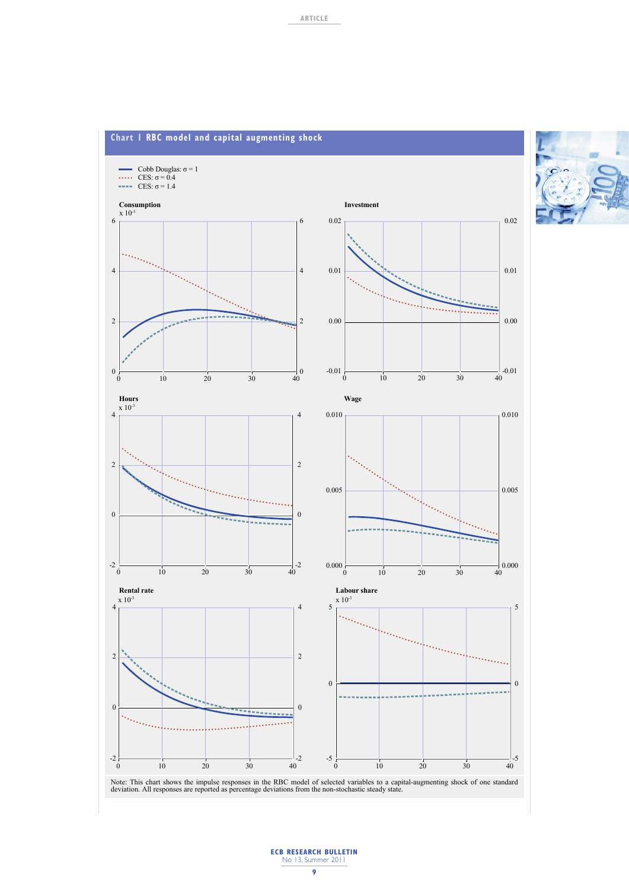**Chart 1 RBC model and capital augmenting shock**

Cobb Douglas: $\sigma = 1$
CES: $\sigma = 0.4$
CES: $\sigma = 1.4$

Consumption
x $10^{-3}$

Investment

Hours
x $10^{-3}$

Wage

Rental rate
x $10^{-3}$

Labour share
x $10^{-3}$

Note: This chart shows the impulse responses in the RBC model of selected variables to a capital-augmenting shock of one standard deviation. All responses are reported as percentage deviations from the non-stochastic steady state.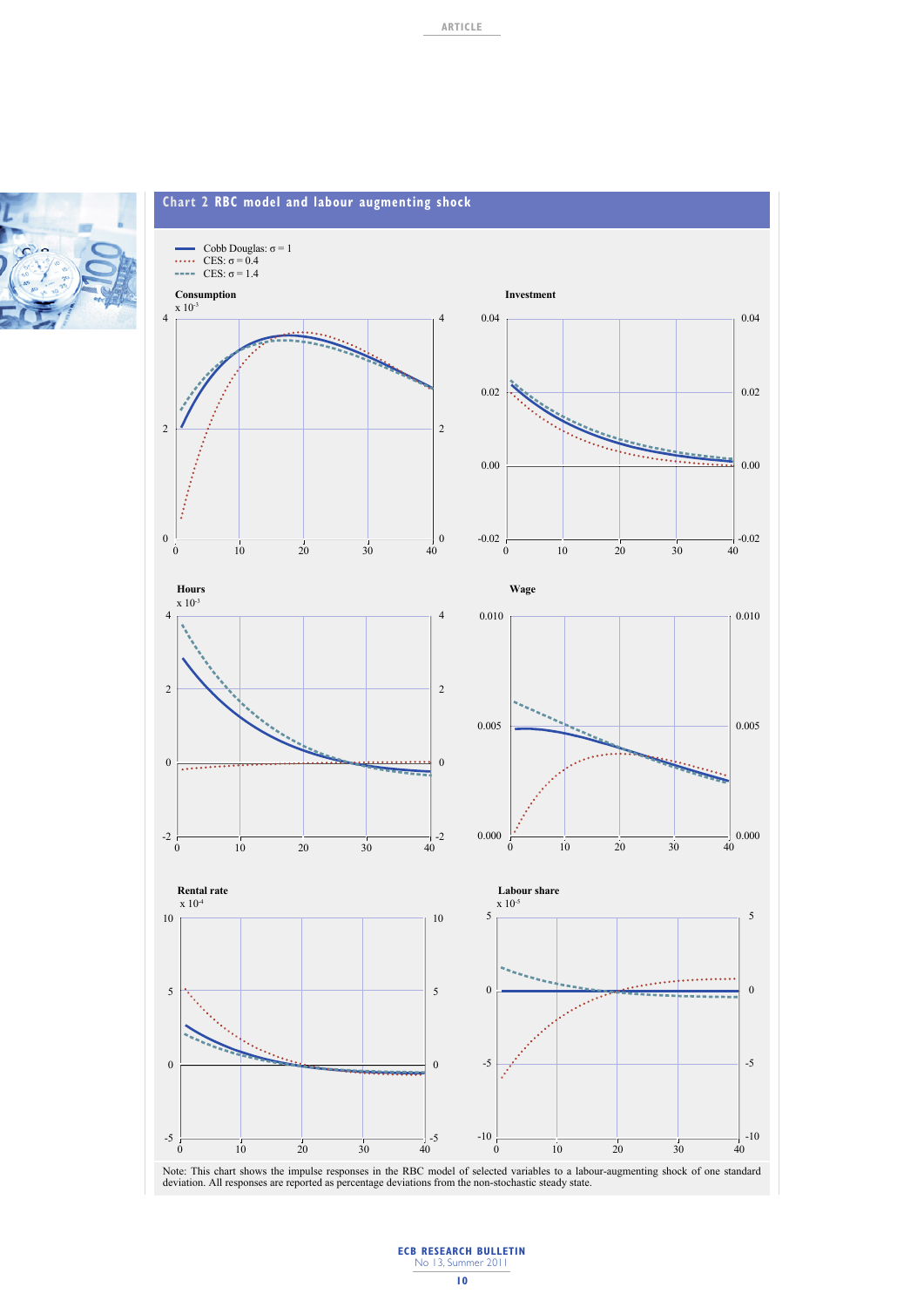## Chart 2 RBC model and labour augmenting shock

Cobb Douglas: $\sigma = 1$
CES: $\sigma = 0.4$
CES: $\sigma = 1.4$

**Consumption**
x $10^{-3}$

**Investment**

**Hours**
x $10^{-3}$

**Wage**

**Rental rate**
x $10^{-4}$

**Labour share**
x $10^{-5}$

Note: This chart shows the impulse responses in the RBC model of selected variables to a labour-augmenting shock of one standard deviation. All responses are reported as percentage deviations from the non-stochastic steady state.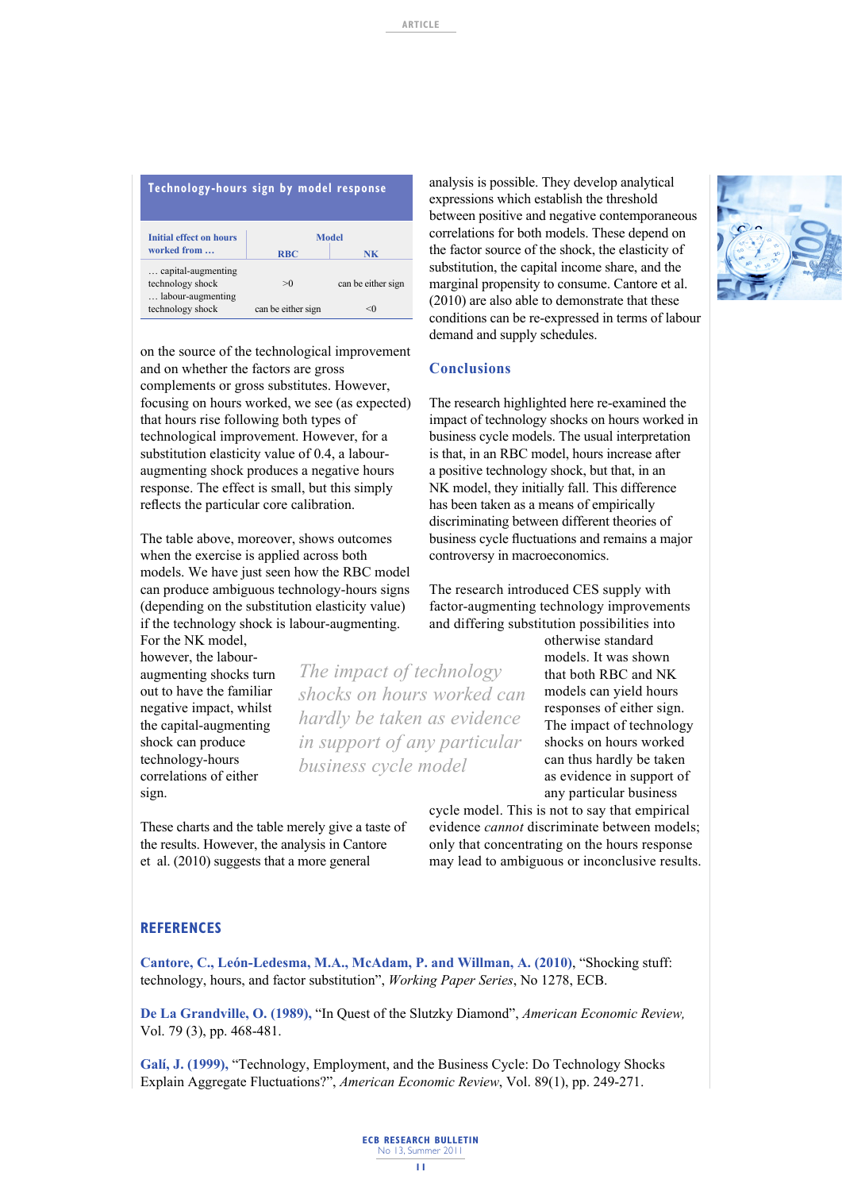**Technology-hours sign by model response**

| Initial effect on hours worked from … | Model | |
|---|---|---|
| | RBC | NK |
| … capital-augmenting technology shock | >0 | can be either sign |
| … labour-augmenting technology shock | can be either sign | <0 |

on the source of the technological improvement and on whether the factors are gross complements or gross substitutes. However, focusing on hours worked, we see (as expected) that hours rise following both types of technological improvement. However, for a substitution elasticity value of 0.4, a labour-augmenting shock produces a negative hours response. The effect is small, but this simply reflects the particular core calibration.

The table above, moreover, shows outcomes when the exercise is applied across both models. We have just seen how the RBC model can produce ambiguous technology-hours signs (depending on the substitution elasticity value) if the technology shock is labour-augmenting. For the NK model, however, the labour-augmenting shocks turn out to have the familiar negative impact, whilst the capital-augmenting shock can produce technology-hours correlations of either sign.

*The impact of technology shocks on hours worked can hardly be taken as evidence in support of any particular business cycle model*

These charts and the table merely give a taste of the results. However, the analysis in Cantore et al. (2010) suggests that a more general analysis is possible. They develop analytical expressions which establish the threshold between positive and negative contemporaneous correlations for both models. These depend on the factor source of the shock, the elasticity of substitution, the capital income share, and the marginal propensity to consume. Cantore et al. (2010) are also able to demonstrate that these conditions can be re-expressed in terms of labour demand and supply schedules.

## Conclusions

The research highlighted here re-examined the impact of technology shocks on hours worked in business cycle models. The usual interpretation is that, in an RBC model, hours increase after a positive technology shock, but that, in an NK model, they initially fall. This difference has been taken as a means of empirically discriminating between different theories of business cycle fluctuations and remains a major controversy in macroeconomics.

The research introduced CES supply with factor-augmenting technology improvements and differing substitution possibilities into otherwise standard models. It was shown that both RBC and NK models can yield hours responses of either sign. The impact of technology shocks on hours worked can thus hardly be taken as evidence in support of any particular business cycle model. This is not to say that empirical evidence *cannot* discriminate between models; only that concentrating on the hours response may lead to ambiguous or inconclusive results.

## REFERENCES

**Cantore, C., León-Ledesma, M.A., McAdam, P. and Willman, A. (2010)**, "Shocking stuff: technology, hours, and factor substitution", *Working Paper Series*, No 1278, ECB.

**De La Grandville, O. (1989)**, "In Quest of the Slutzky Diamond", *American Economic Review*, Vol. 79 (3), pp. 468-481.

**Galí, J. (1999)**, "Technology, Employment, and the Business Cycle: Do Technology Shocks Explain Aggregate Fluctuations?", *American Economic Review*, Vol. 89(1), pp. 249-271.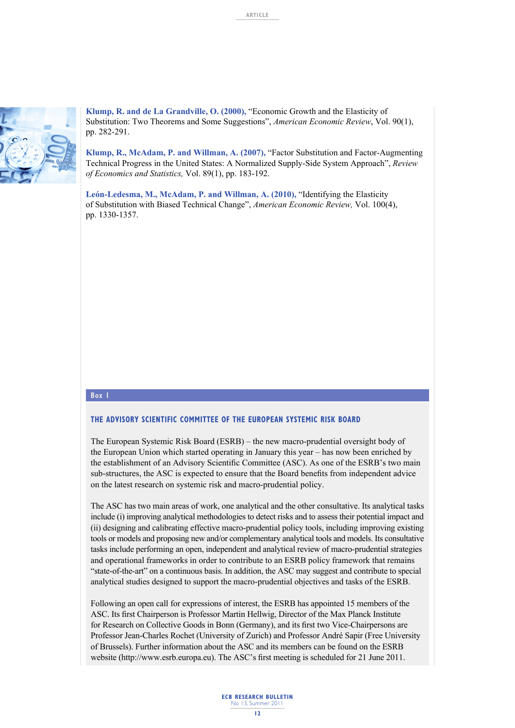**Klump, R. and de La Grandville, O. (2000),** "Economic Growth and the Elasticity of Substitution: Two Theorems and Some Suggestions", *American Economic Review*, Vol. 90(1), pp. 282-291.

**Klump, R., McAdam, P. and Willman, A. (2007),** "Factor Substitution and Factor-Augmenting Technical Progress in the United States: A Normalized Supply-Side System Approach", *Review of Economics and Statistics,* Vol. 89(1), pp. 183-192.

**León-Ledesma, M., McAdam, P. and Willman, A. (2010),** "Identifying the Elasticity of Substitution with Biased Technical Change", *American Economic Review,* Vol. 100(4), pp. 1330-1357.

**Box 1**

## THE ADVISORY SCIENTIFIC COMMITTEE OF THE EUROPEAN SYSTEMIC RISK BOARD

The European Systemic Risk Board (ESRB) – the new macro-prudential oversight body of the European Union which started operating in January this year – has now been enriched by the establishment of an Advisory Scientific Committee (ASC). As one of the ESRB's two main sub-structures, the ASC is expected to ensure that the Board benefits from independent advice on the latest research on systemic risk and macro-prudential policy.

The ASC has two main areas of work, one analytical and the other consultative. Its analytical tasks include (i) improving analytical methodologies to detect risks and to assess their potential impact and (ii) designing and calibrating effective macro-prudential policy tools, including improving existing tools or models and proposing new and/or complementary analytical tools and models. Its consultative tasks include performing an open, independent and analytical review of macro-prudential strategies and operational frameworks in order to contribute to an ESRB policy framework that remains "state-of-the-art" on a continuous basis. In addition, the ASC may suggest and contribute to special analytical studies designed to support the macro-prudential objectives and tasks of the ESRB.

Following an open call for expressions of interest, the ESRB has appointed 15 members of the ASC. Its first Chairperson is Professor Martin Hellwig, Director of the Max Planck Institute for Research on Collective Goods in Bonn (Germany), and its first two Vice-Chairpersons are Professor Jean-Charles Rochet (University of Zurich) and Professor André Sapir (Free University of Brussels). Further information about the ASC and its members can be found on the ESRB website (http://www.esrb.europa.eu). The ASC's first meeting is scheduled for 21 June 2011.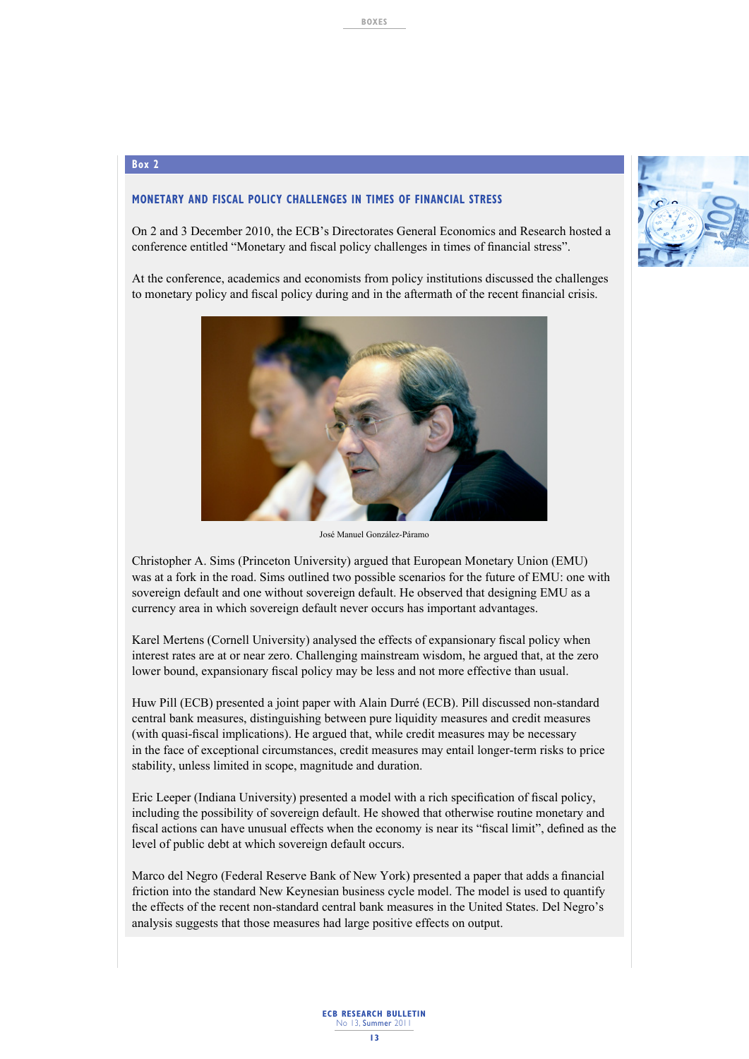**Box 2**

### MONETARY AND FISCAL POLICY CHALLENGES IN TIMES OF FINANCIAL STRESS

On 2 and 3 December 2010, the ECB's Directorates General Economics and Research hosted a conference entitled "Monetary and fiscal policy challenges in times of financial stress".

At the conference, academics and economists from policy institutions discussed the challenges to monetary policy and fiscal policy during and in the aftermath of the recent financial crisis.

José Manuel González-Páramo

Christopher A. Sims (Princeton University) argued that European Monetary Union (EMU) was at a fork in the road. Sims outlined two possible scenarios for the future of EMU: one with sovereign default and one without sovereign default. He observed that designing EMU as a currency area in which sovereign default never occurs has important advantages.

Karel Mertens (Cornell University) analysed the effects of expansionary fiscal policy when interest rates are at or near zero. Challenging mainstream wisdom, he argued that, at the zero lower bound, expansionary fiscal policy may be less and not more effective than usual.

Huw Pill (ECB) presented a joint paper with Alain Durré (ECB). Pill discussed non-standard central bank measures, distinguishing between pure liquidity measures and credit measures (with quasi-fiscal implications). He argued that, while credit measures may be necessary in the face of exceptional circumstances, credit measures may entail longer-term risks to price stability, unless limited in scope, magnitude and duration.

Eric Leeper (Indiana University) presented a model with a rich specification of fiscal policy, including the possibility of sovereign default. He showed that otherwise routine monetary and fiscal actions can have unusual effects when the economy is near its "fiscal limit", defined as the level of public debt at which sovereign default occurs.

Marco del Negro (Federal Reserve Bank of New York) presented a paper that adds a financial friction into the standard New Keynesian business cycle model. The model is used to quantify the effects of the recent non-standard central bank measures in the United States. Del Negro's analysis suggests that those measures had large positive effects on output.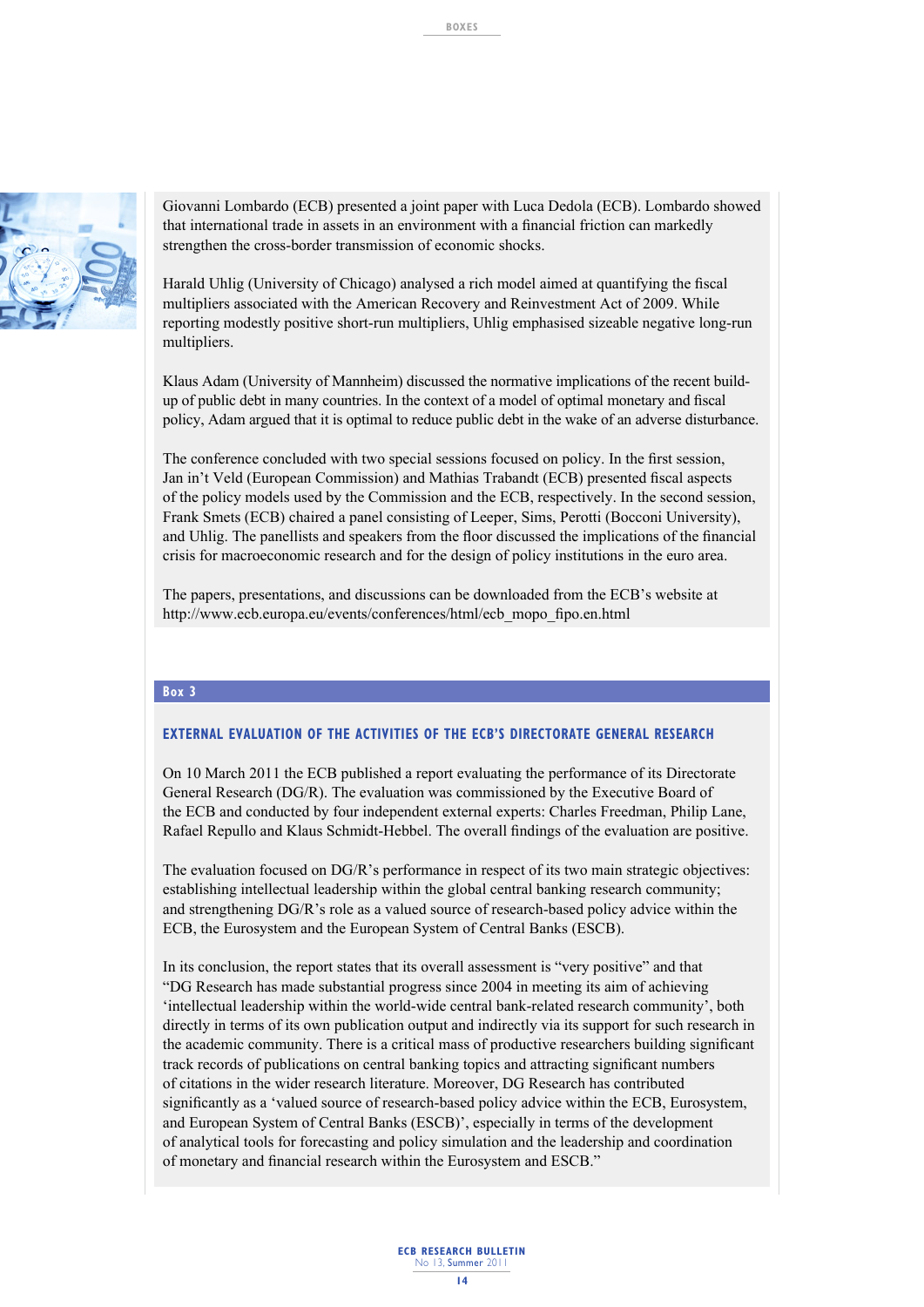Giovanni Lombardo (ECB) presented a joint paper with Luca Dedola (ECB). Lombardo showed that international trade in assets in an environment with a financial friction can markedly strengthen the cross-border transmission of economic shocks.

Harald Uhlig (University of Chicago) analysed a rich model aimed at quantifying the fiscal multipliers associated with the American Recovery and Reinvestment Act of 2009. While reporting modestly positive short-run multipliers, Uhlig emphasised sizeable negative long-run multipliers.

Klaus Adam (University of Mannheim) discussed the normative implications of the recent build-up of public debt in many countries. In the context of a model of optimal monetary and fiscal policy, Adam argued that it is optimal to reduce public debt in the wake of an adverse disturbance.

The conference concluded with two special sessions focused on policy. In the first session, Jan in't Veld (European Commission) and Mathias Trabandt (ECB) presented fiscal aspects of the policy models used by the Commission and the ECB, respectively. In the second session, Frank Smets (ECB) chaired a panel consisting of Leeper, Sims, Perotti (Bocconi University), and Uhlig. The panellists and speakers from the floor discussed the implications of the financial crisis for macroeconomic research and for the design of policy institutions in the euro area.

The papers, presentations, and discussions can be downloaded from the ECB's website at http://www.ecb.europa.eu/events/conferences/html/ecb_mopo_fipo.en.html

**Box 3**

## EXTERNAL EVALUATION OF THE ACTIVITIES OF THE ECB'S DIRECTORATE GENERAL RESEARCH

On 10 March 2011 the ECB published a report evaluating the performance of its Directorate General Research (DG/R). The evaluation was commissioned by the Executive Board of the ECB and conducted by four independent external experts: Charles Freedman, Philip Lane, Rafael Repullo and Klaus Schmidt-Hebbel. The overall findings of the evaluation are positive.

The evaluation focused on DG/R's performance in respect of its two main strategic objectives: establishing intellectual leadership within the global central banking research community; and strengthening DG/R's role as a valued source of research-based policy advice within the ECB, the Eurosystem and the European System of Central Banks (ESCB).

In its conclusion, the report states that its overall assessment is "very positive" and that "DG Research has made substantial progress since 2004 in meeting its aim of achieving 'intellectual leadership within the world-wide central bank-related research community', both directly in terms of its own publication output and indirectly via its support for such research in the academic community. There is a critical mass of productive researchers building significant track records of publications on central banking topics and attracting significant numbers of citations in the wider research literature. Moreover, DG Research has contributed significantly as a 'valued source of research-based policy advice within the ECB, Eurosystem, and European System of Central Banks (ESCB)', especially in terms of the development of analytical tools for forecasting and policy simulation and the leadership and coordination of monetary and financial research within the Eurosystem and ESCB."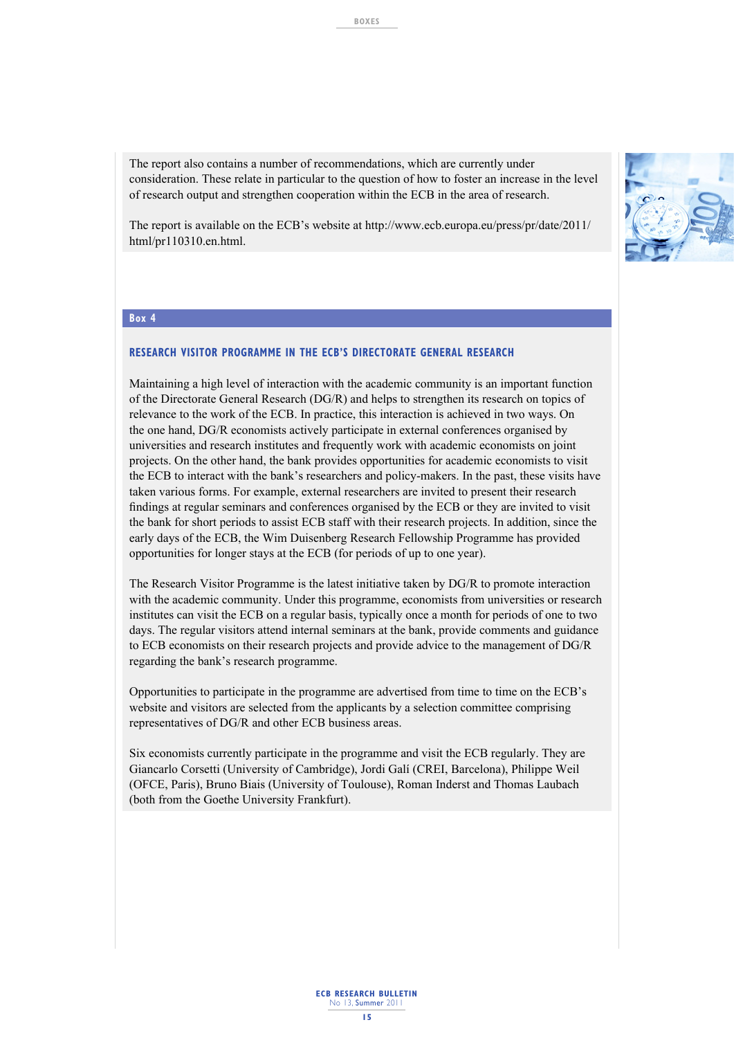The report also contains a number of recommendations, which are currently under consideration. These relate in particular to the question of how to foster an increase in the level of research output and strengthen cooperation within the ECB in the area of research.

The report is available on the ECB's website at http://www.ecb.europa.eu/press/pr/date/2011/html/pr110310.en.html.

**Box 4**

### RESEARCH VISITOR PROGRAMME IN THE ECB'S DIRECTORATE GENERAL RESEARCH

Maintaining a high level of interaction with the academic community is an important function of the Directorate General Research (DG/R) and helps to strengthen its research on topics of relevance to the work of the ECB. In practice, this interaction is achieved in two ways. On the one hand, DG/R economists actively participate in external conferences organised by universities and research institutes and frequently work with academic economists on joint projects. On the other hand, the bank provides opportunities for academic economists to visit the ECB to interact with the bank's researchers and policy-makers. In the past, these visits have taken various forms. For example, external researchers are invited to present their research findings at regular seminars and conferences organised by the ECB or they are invited to visit the bank for short periods to assist ECB staff with their research projects. In addition, since the early days of the ECB, the Wim Duisenberg Research Fellowship Programme has provided opportunities for longer stays at the ECB (for periods of up to one year).

The Research Visitor Programme is the latest initiative taken by DG/R to promote interaction with the academic community. Under this programme, economists from universities or research institutes can visit the ECB on a regular basis, typically once a month for periods of one to two days. The regular visitors attend internal seminars at the bank, provide comments and guidance to ECB economists on their research projects and provide advice to the management of DG/R regarding the bank's research programme.

Opportunities to participate in the programme are advertised from time to time on the ECB's website and visitors are selected from the applicants by a selection committee comprising representatives of DG/R and other ECB business areas.

Six economists currently participate in the programme and visit the ECB regularly. They are Giancarlo Corsetti (University of Cambridge), Jordi Galí (CREI, Barcelona), Philippe Weil (OFCE, Paris), Bruno Biais (University of Toulouse), Roman Inderst and Thomas Laubach (both from the Goethe University Frankfurt).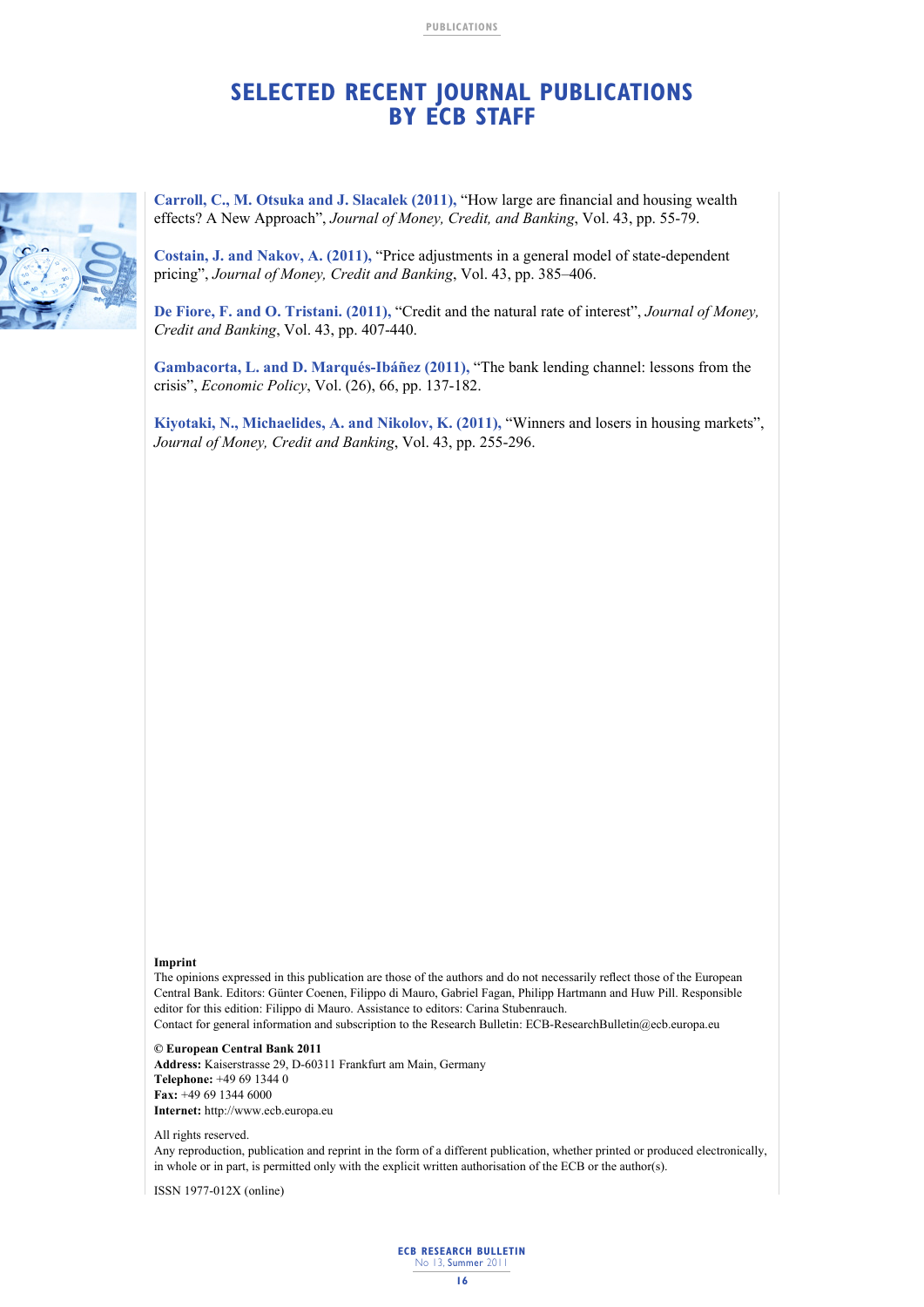# SELECTED RECENT JOURNAL PUBLICATIONS BY ECB STAFF

**Carroll, C., M. Otsuka and J. Slacalek (2011),** "How large are financial and housing wealth effects? A New Approach", *Journal of Money, Credit, and Banking*, Vol. 43, pp. 55-79.

**Costain, J. and Nakov, A. (2011),** "Price adjustments in a general model of state-dependent pricing", *Journal of Money, Credit and Banking*, Vol. 43, pp. 385–406.

**De Fiore, F. and O. Tristani. (2011),** "Credit and the natural rate of interest", *Journal of Money, Credit and Banking*, Vol. 43, pp. 407-440.

**Gambacorta, L. and D. Marqués-Ibáñez (2011),** "The bank lending channel: lessons from the crisis", *Economic Policy*, Vol. (26), 66, pp. 137-182.

**Kiyotaki, N., Michaelides, A. and Nikolov, K. (2011),** "Winners and losers in housing markets", *Journal of Money, Credit and Banking*, Vol. 43, pp. 255-296.

**Imprint**
The opinions expressed in this publication are those of the authors and do not necessarily reflect those of the European Central Bank. Editors: Günter Coenen, Filippo di Mauro, Gabriel Fagan, Philipp Hartmann and Huw Pill. Responsible editor for this edition: Filippo di Mauro. Assistance to editors: Carina Stubenrauch.
Contact for general information and subscription to the Research Bulletin: ECB-ResearchBulletin@ecb.europa.eu

**© European Central Bank 2011**
**Address:** Kaiserstrasse 29, D-60311 Frankfurt am Main, Germany
**Telephone:** +49 69 1344 0
**Fax:** +49 69 1344 6000
**Internet:** http://www.ecb.europa.eu

All rights reserved.
Any reproduction, publication and reprint in the form of a different publication, whether printed or produced electronically, in whole or in part, is permitted only with the explicit written authorisation of the ECB or the author(s).

ISSN 1977-012X (online)